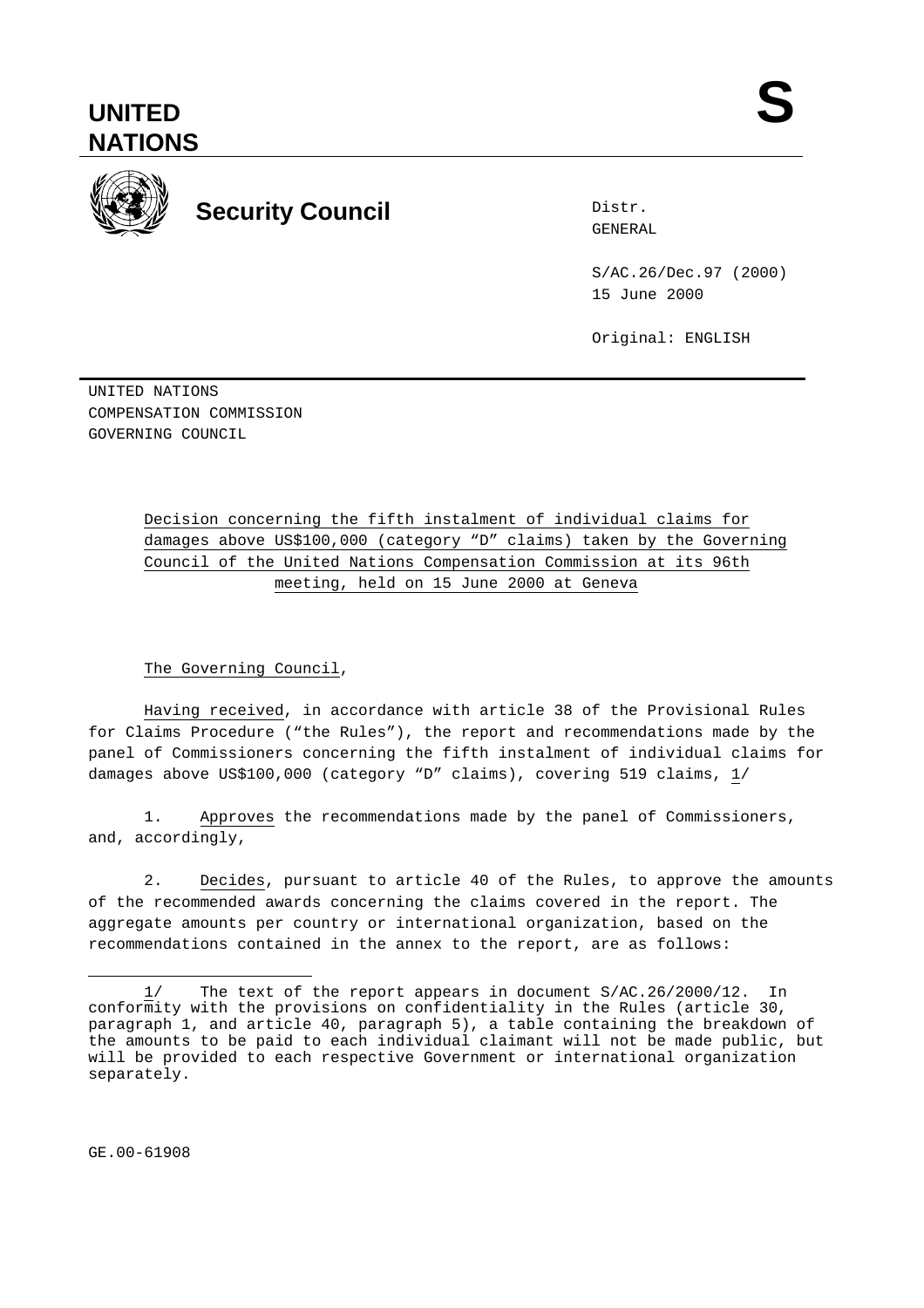**UNITED NATIONS**

**S**

**Security Council**

Distr.
GENERAL

S/AC.26/Dec.97 (2000)
15 June 2000

Original: ENGLISH

UNITED NATIONS
COMPENSATION COMMISSION
GOVERNING COUNCIL

Decision concerning the fifth instalment of individual claims for damages above US$100,000 (category "D" claims) taken by the Governing Council of the United Nations Compensation Commission at its 96th meeting, held on 15 June 2000 at Geneva

The Governing Council,

Having received, in accordance with article 38 of the Provisional Rules for Claims Procedure ("the Rules"), the report and recommendations made by the panel of Commissioners concerning the fifth instalment of individual claims for damages above US$100,000 (category "D" claims), covering 519 claims, 1/

1. Approves the recommendations made by the panel of Commissioners, and, accordingly,

2. Decides, pursuant to article 40 of the Rules, to approve the amounts of the recommended awards concerning the claims covered in the report. The aggregate amounts per country or international organization, based on the recommendations contained in the annex to the report, are as follows:

---

1/ The text of the report appears in document S/AC.26/2000/12. In conformity with the provisions on confidentiality in the Rules (article 30, paragraph 1, and article 40, paragraph 5), a table containing the breakdown of the amounts to be paid to each individual claimant will not be made public, but will be provided to each respective Government or international organization separately.

GE.00-61908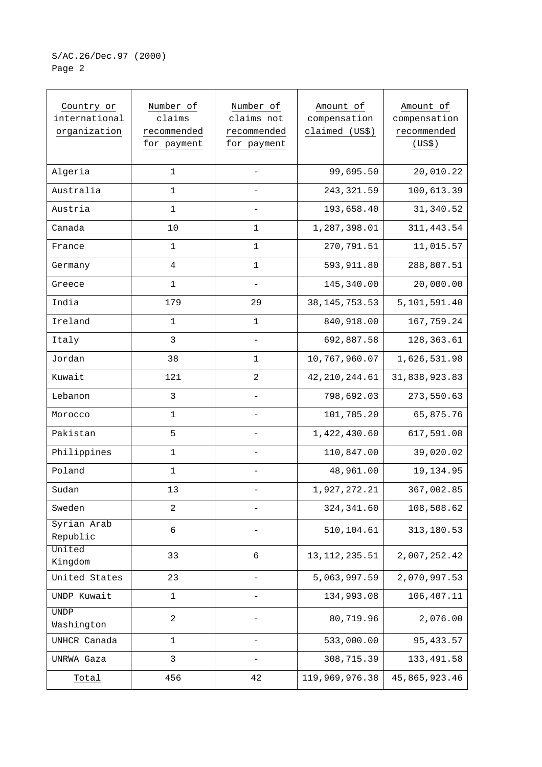| Country or international organization | Number of claims recommended for payment | Number of claims not recommended for payment | Amount of compensation claimed (US$) | Amount of compensation recommended (US$) |
|---|---|---|---|---|
| Algeria | 1 | - | 99,695.50 | 20,010.22 |
| Australia | 1 | - | 243,321.59 | 100,613.39 |
| Austria | 1 | - | 193,658.40 | 31,340.52 |
| Canada | 10 | 1 | 1,287,398.01 | 311,443.54 |
| France | 1 | 1 | 270,791.51 | 11,015.57 |
| Germany | 4 | 1 | 593,911.80 | 288,807.51 |
| Greece | 1 | - | 145,340.00 | 20,000.00 |
| India | 179 | 29 | 38,145,753.53 | 5,101,591.40 |
| Ireland | 1 | 1 | 840,918.00 | 167,759.24 |
| Italy | 3 | - | 692,887.58 | 128,363.61 |
| Jordan | 38 | 1 | 10,767,960.07 | 1,626,531.98 |
| Kuwait | 121 | 2 | 42,210,244.61 | 31,838,923.83 |
| Lebanon | 3 | - | 798,692.03 | 273,550.63 |
| Morocco | 1 | - | 101,785.20 | 65,875.76 |
| Pakistan | 5 | - | 1,422,430.60 | 617,591.08 |
| Philippines | 1 | - | 110,847.00 | 39,020.02 |
| Poland | 1 | - | 48,961.00 | 19,134.95 |
| Sudan | 13 | - | 1,927,272.21 | 367,002.85 |
| Sweden | 2 | - | 324,341.60 | 108,508.62 |
| Syrian Arab Republic | 6 | - | 510,104.61 | 313,180.53 |
| United Kingdom | 33 | 6 | 13,112,235.51 | 2,007,252.42 |
| United States | 23 | - | 5,063,997.59 | 2,070,997.53 |
| UNDP Kuwait | 1 | - | 134,993.08 | 106,407.11 |
| UNDP Washington | 2 | - | 80,719.96 | 2,076.00 |
| UNHCR Canada | 1 | - | 533,000.00 | 95,433.57 |
| UNRWA Gaza | 3 | - | 308,715.39 | 133,491.58 |
| Total | 456 | 42 | 119,969,976.38 | 45,865,923.46 |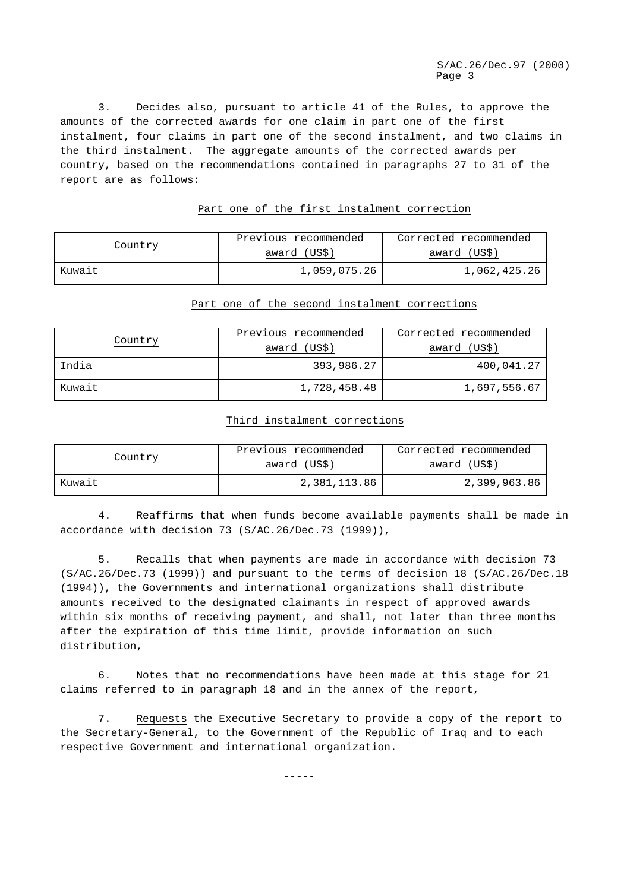3. Decides also, pursuant to article 41 of the Rules, to approve the amounts of the corrected awards for one claim in part one of the first instalment, four claims in part one of the second instalment, and two claims in the third instalment. The aggregate amounts of the corrected awards per country, based on the recommendations contained in paragraphs 27 to 31 of the report are as follows:

Part one of the first instalment correction

| Country | Previous recommended award (US$) | Corrected recommended award (US$) |
|---|---|---|
| Kuwait | 1,059,075.26 | 1,062,425.26 |

Part one of the second instalment corrections

| Country | Previous recommended award (US$) | Corrected recommended award (US$) |
|---|---|---|
| India | 393,986.27 | 400,041.27 |
| Kuwait | 1,728,458.48 | 1,697,556.67 |

Third instalment corrections

| Country | Previous recommended award (US$) | Corrected recommended award (US$) |
|---|---|---|
| Kuwait | 2,381,113.86 | 2,399,963.86 |

4. Reaffirms that when funds become available payments shall be made in accordance with decision 73 (S/AC.26/Dec.73 (1999)),

5. Recalls that when payments are made in accordance with decision 73 (S/AC.26/Dec.73 (1999)) and pursuant to the terms of decision 18 (S/AC.26/Dec.18 (1994)), the Governments and international organizations shall distribute amounts received to the designated claimants in respect of approved awards within six months of receiving payment, and shall, not later than three months after the expiration of this time limit, provide information on such distribution,

6. Notes that no recommendations have been made at this stage for 21 claims referred to in paragraph 18 and in the annex of the report,

7. Requests the Executive Secretary to provide a copy of the report to the Secretary-General, to the Government of the Republic of Iraq and to each respective Government and international organization.

-----